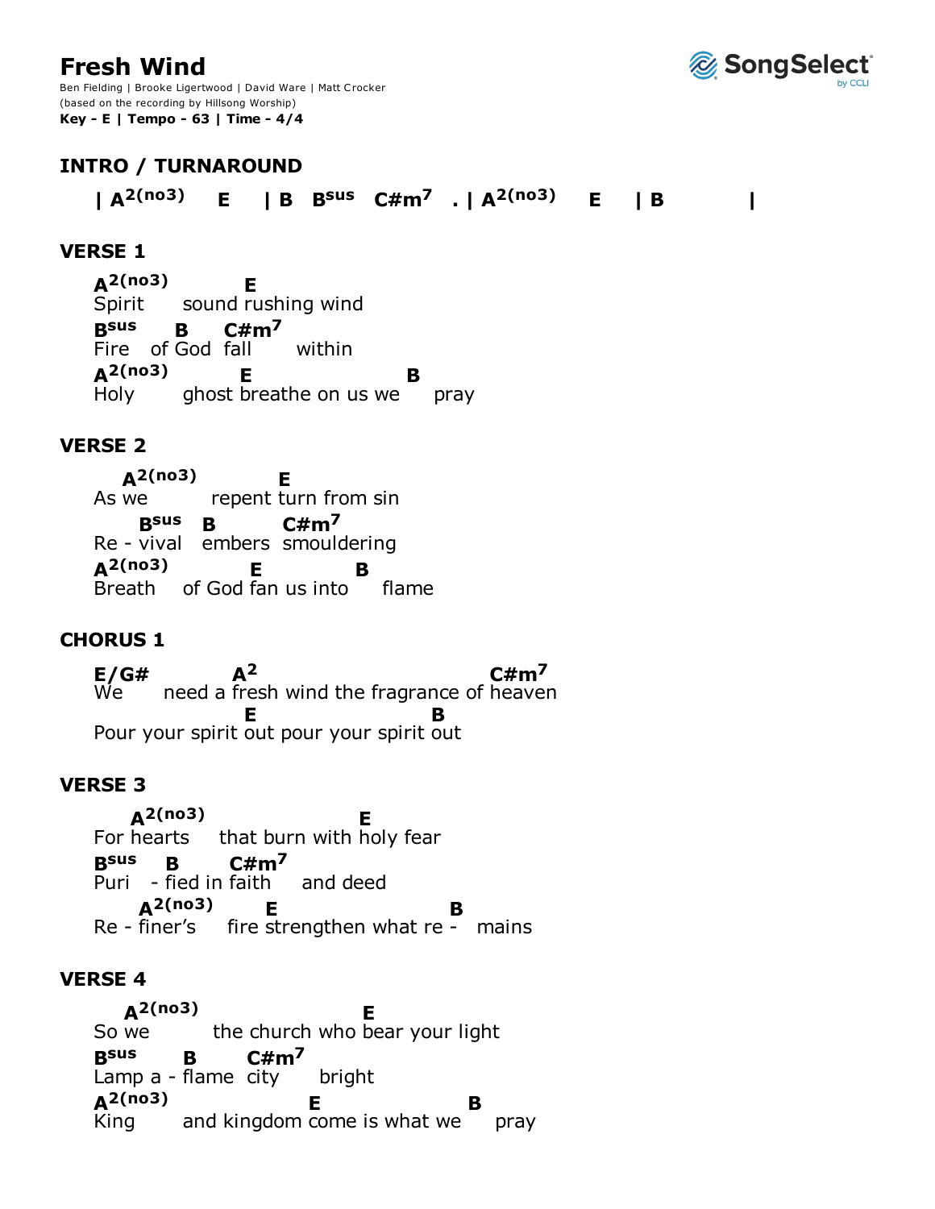# Fresh Wind

Ben Fielding | Brooke Ligertwood | David Ware | Matt Crocker
(based on the recording by Hillsong Worship)
**Key - E | Tempo - 63 | Time - 4/4**

## INTRO / TURNAROUND

```
| A2(no3)    E    | B   Bsus   C#m7  . | A2(no3)    E    | B           |
```

## VERSE 1

```
A2(no3)        E
Spirit      sound rushing wind
Bsus    B    C#m7
Fire   of God  fall       within
A2(no3)       E                  B
Holy       ghost breathe on us we      pray
```

## VERSE 2

```
   A2(no3)          E
As we         repent turn from sin
    Bsus   B       C#m7
Re - vival   embers  smouldering
A2(no3)        E            B
Breath     of God fan us into      flame
```

## CHORUS 1

```
E/G#         A2                          C#m7
We      need a fresh wind the fragrance of heaven
                 E                B
Pour your spirit out pour your spirit out
```

## VERSE 3

```
    A2(no3)                 E
For hearts     that burn with holy fear
Bsus   B      C#m7
Puri   - fied in faith     and deed
    A2(no3)     E                  B
Re - finer's     fire strengthen what re -   mains
```

## VERSE 4

```
   A2(no3)                  E
So we         the church who bear your light
Bsus     B     C#m7
Lamp a - flame  city      bright
A2(no3)              E                B
King       and kingdom come is what we      pray
```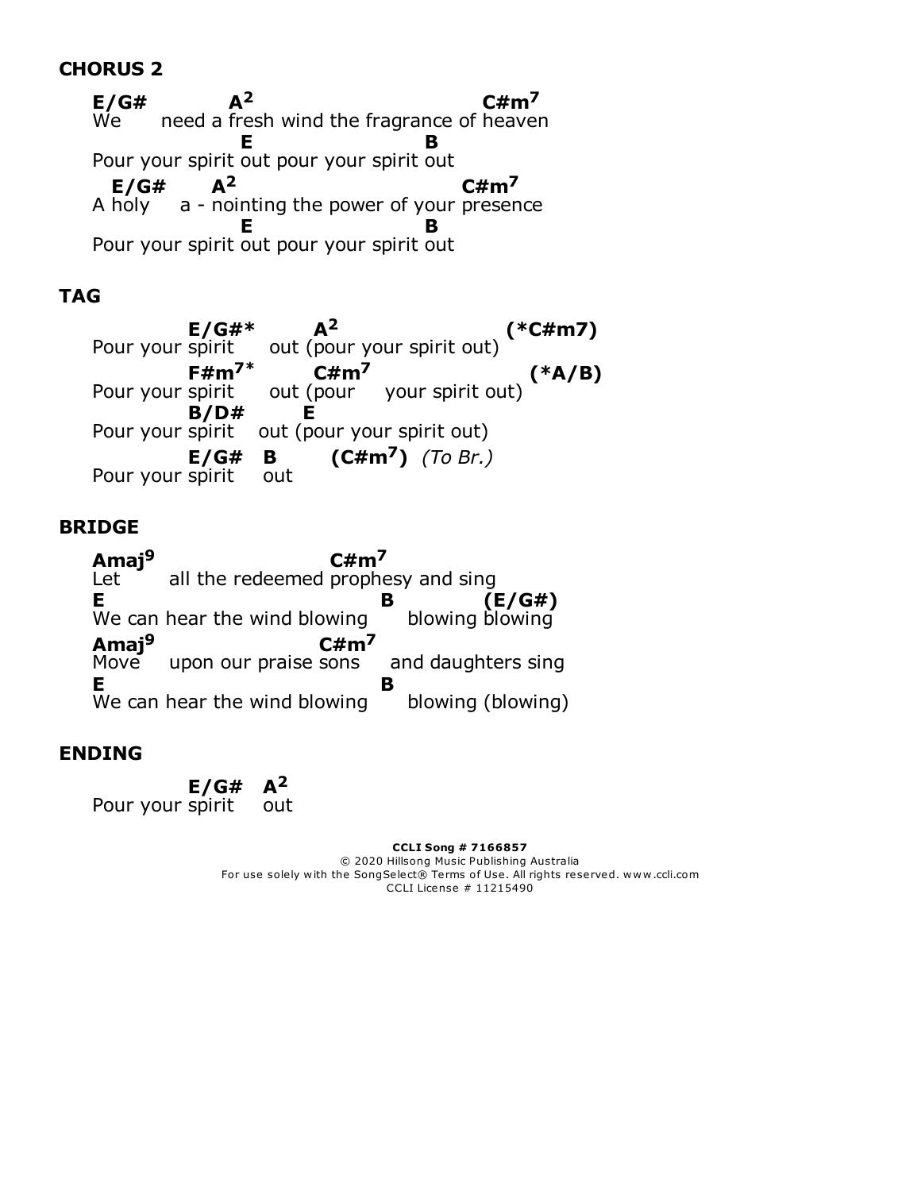## CHORUS 2

```
E/G#          A²                              C#m⁷
We      need a fresh wind the fragrance of heaven
                  E                          B
Pour your spirit out pour your spirit out
   E/G#      A²                            C#m⁷
A holy     a - nointing the power of your presence
                  E                          B
Pour your spirit out pour your spirit out
```

## TAG

```
            E/G#*        A²                        (*C#m7)
Pour your spirit     out (pour your spirit out)
            F#m⁷*        C#m⁷                        (*A/B)
Pour your spirit     out (pour     your spirit out)
            B/D#       E
Pour your spirit    out (pour your spirit out)
            E/G#   B       (C#m⁷)  (To Br.)
Pour your spirit     out
```

## BRIDGE

```
Amaj⁹                       C#m⁷
Let      all the redeemed prophesy and sing
E                                  B            (E/G#)
We can hear the wind blowing        blowing blowing
Amaj⁹                     C#m⁷
Move     upon our praise sons     and daughters sing
E                                  B
We can hear the wind blowing        blowing (blowing)
```

## ENDING

```
            E/G#   A²
Pour your spirit     out
```

**CCLI Song # 7166857**
© 2020 Hillsong Music Publishing Australia
For use solely with the SongSelect® Terms of Use. All rights reserved. www.ccli.com
CCLI License # 11215490